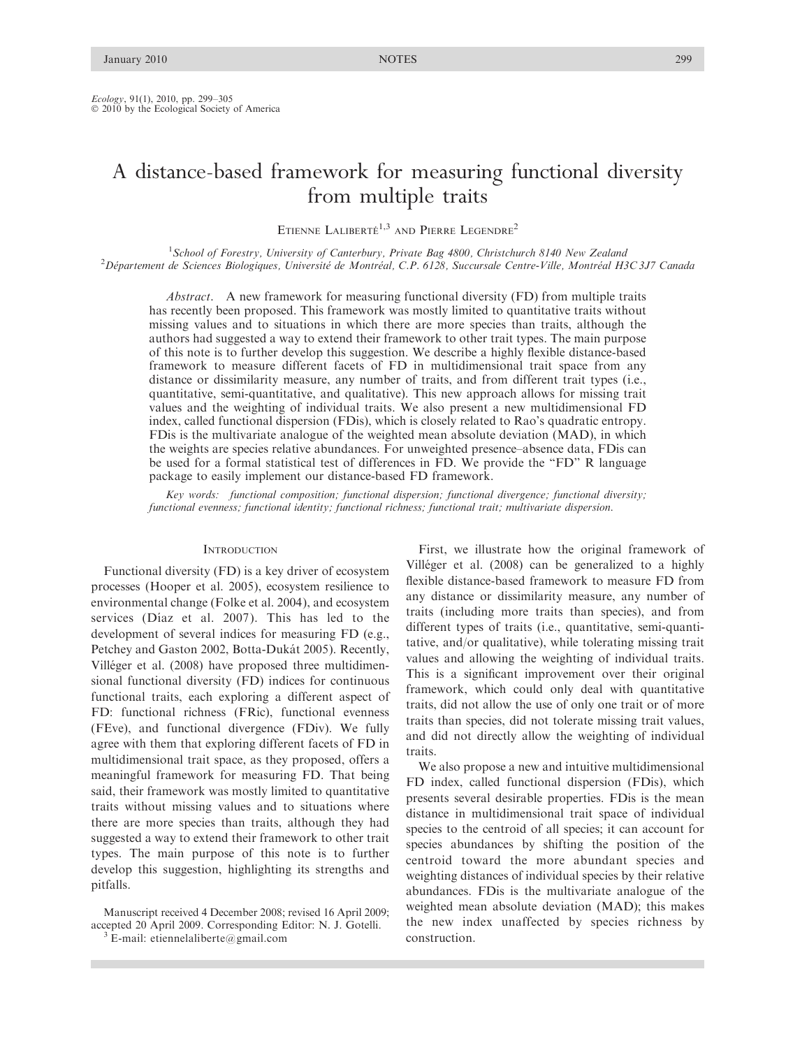*Ecology*, 91(1), 2010, pp. 299–305
© 2010 by the Ecological Society of America

# A distance-based framework for measuring functional diversity from multiple traits

Etienne Laliberté[1,3] and Pierre Legendre[2]

[1]*School of Forestry, University of Canterbury, Private Bag 4800, Christchurch 8140 New Zealand*
[2]*Département de Sciences Biologiques, Université de Montréal, C.P. 6128, Succursale Centre-Ville, Montréal H3C 3J7 Canada*

*Abstract*. A new framework for measuring functional diversity (FD) from multiple traits has recently been proposed. This framework was mostly limited to quantitative traits without missing values and to situations in which there are more species than traits, although the authors had suggested a way to extend their framework to other trait types. The main purpose of this note is to further develop this suggestion. We describe a highly flexible distance-based framework to measure different facets of FD in multidimensional trait space from any distance or dissimilarity measure, any number of traits, and from different trait types (i.e., quantitative, semi-quantitative, and qualitative). This new approach allows for missing trait values and the weighting of individual traits. We also present a new multidimensional FD index, called functional dispersion (FDis), which is closely related to Rao's quadratic entropy. FDis is the multivariate analogue of the weighted mean absolute deviation (MAD), in which the weights are species relative abundances. For unweighted presence–absence data, FDis can be used for a formal statistical test of differences in FD. We provide the "FD" R language package to easily implement our distance-based FD framework.

*Key words: functional composition; functional dispersion; functional divergence; functional diversity; functional evenness; functional identity; functional richness; functional trait; multivariate dispersion.*

## Introduction

Functional diversity (FD) is a key driver of ecosystem processes (Hooper et al. 2005), ecosystem resilience to environmental change (Folke et al. 2004), and ecosystem services (Díaz et al. 2007). This has led to the development of several indices for measuring FD (e.g., Petchey and Gaston 2002, Botta-Dukát 2005). Recently, Villéger et al. (2008) have proposed three multidimensional functional diversity (FD) indices for continuous functional traits, each exploring a different aspect of FD: functional richness (FRic), functional evenness (FEve), and functional divergence (FDiv). We fully agree with them that exploring different facets of FD in multidimensional trait space, as they proposed, offers a meaningful framework for measuring FD. That being said, their framework was mostly limited to quantitative traits without missing values and to situations where there are more species than traits, although they had suggested a way to extend their framework to other trait types. The main purpose of this note is to further develop this suggestion, highlighting its strengths and pitfalls.

Manuscript received 4 December 2008; revised 16 April 2009; accepted 20 April 2009. Corresponding Editor: N. J. Gotelli.
[3] E-mail: etiennelaliberte@gmail.com

First, we illustrate how the original framework of Villéger et al. (2008) can be generalized to a highly flexible distance-based framework to measure FD from any distance or dissimilarity measure, any number of traits (including more traits than species), and from different types of traits (i.e., quantitative, semi-quantitative, and/or qualitative), while tolerating missing trait values and allowing the weighting of individual traits. This is a significant improvement over their original framework, which could only deal with quantitative traits, did not allow the use of only one trait or of more traits than species, did not tolerate missing trait values, and did not directly allow the weighting of individual traits.

We also propose a new and intuitive multidimensional FD index, called functional dispersion (FDis), which presents several desirable properties. FDis is the mean distance in multidimensional trait space of individual species to the centroid of all species; it can account for species abundances by shifting the position of the centroid toward the more abundant species and weighting distances of individual species by their relative abundances. FDis is the multivariate analogue of the weighted mean absolute deviation (MAD); this makes the new index unaffected by species richness by construction.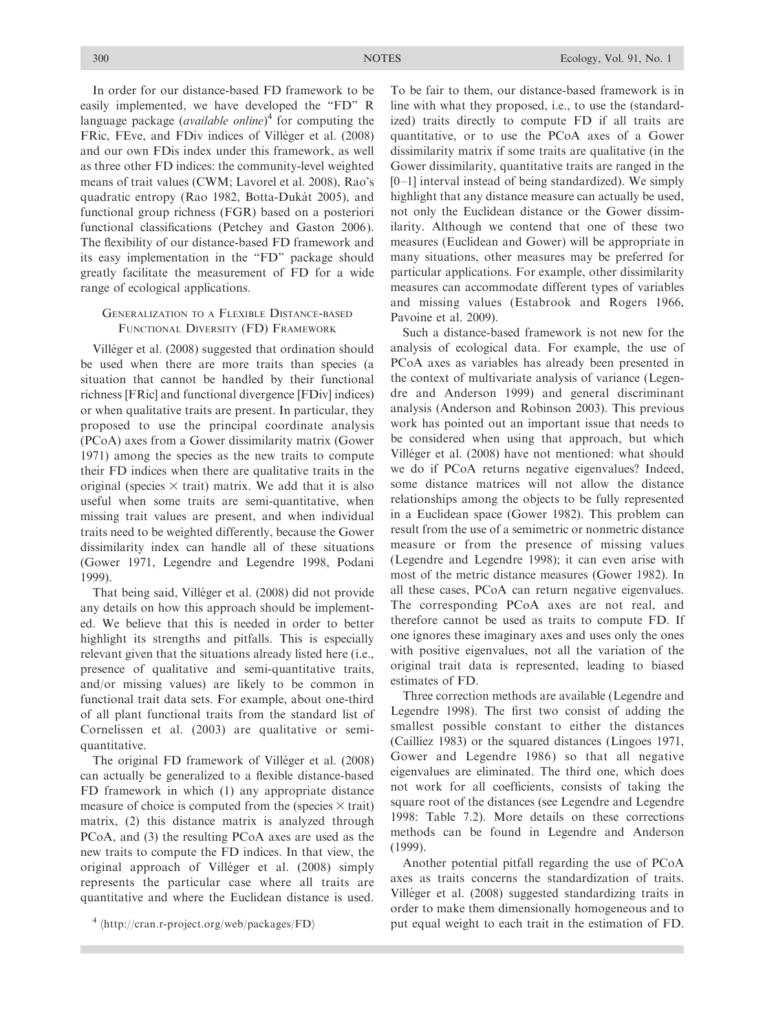In order for our distance-based FD framework to be easily implemented, we have developed the "FD" R language package (*available online*)[4] for computing the FRic, FEve, and FDiv indices of Villéger et al. (2008) and our own FDis index under this framework, as well as three other FD indices: the community-level weighted means of trait values (CWM; Lavorel et al. 2008), Rao's quadratic entropy (Rao 1982, Botta-Dukát 2005), and functional group richness (FGR) based on a posteriori functional classifications (Petchey and Gaston 2006). The flexibility of our distance-based FD framework and its easy implementation in the "FD" package should greatly facilitate the measurement of FD for a wide range of ecological applications.

## Generalization to a Flexible Distance-based Functional Diversity (FD) Framework

Villéger et al. (2008) suggested that ordination should be used when there are more traits than species (a situation that cannot be handled by their functional richness [FRic] and functional divergence [FDiv] indices) or when qualitative traits are present. In particular, they proposed to use the principal coordinate analysis (PCoA) axes from a Gower dissimilarity matrix (Gower 1971) among the species as the new traits to compute their FD indices when there are qualitative traits in the original (species × trait) matrix. We add that it is also useful when some traits are semi-quantitative, when missing trait values are present, and when individual traits need to be weighted differently, because the Gower dissimilarity index can handle all of these situations (Gower 1971, Legendre and Legendre 1998, Podani 1999).

That being said, Villéger et al. (2008) did not provide any details on how this approach should be implemented. We believe that this is needed in order to better highlight its strengths and pitfalls. This is especially relevant given that the situations already listed here (i.e., presence of qualitative and semi-quantitative traits, and/or missing values) are likely to be common in functional trait data sets. For example, about one-third of all plant functional traits from the standard list of Cornelissen et al. (2003) are qualitative or semi-quantitative.

The original FD framework of Villéger et al. (2008) can actually be generalized to a flexible distance-based FD framework in which (1) any appropriate distance measure of choice is computed from the (species × trait) matrix, (2) this distance matrix is analyzed through PCoA, and (3) the resulting PCoA axes are used as the new traits to compute the FD indices. In that view, the original approach of Villéger et al. (2008) simply represents the particular case where all traits are quantitative and where the Euclidean distance is used. To be fair to them, our distance-based framework is in line with what they proposed, i.e., to use the (standardized) traits directly to compute FD if all traits are quantitative, or to use the PCoA axes of a Gower dissimilarity matrix if some traits are qualitative (in the Gower dissimilarity, quantitative traits are ranged in the [0–1] interval instead of being standardized). We simply highlight that any distance measure can actually be used, not only the Euclidean distance or the Gower dissimilarity. Although we contend that one of these two measures (Euclidean and Gower) will be appropriate in many situations, other measures may be preferred for particular applications. For example, other dissimilarity measures can accommodate different types of variables and missing values (Estabrook and Rogers 1966, Pavoine et al. 2009).

Such a distance-based framework is not new for the analysis of ecological data. For example, the use of PCoA axes as variables has already been presented in the context of multivariate analysis of variance (Legendre and Anderson 1999) and general discriminant analysis (Anderson and Robinson 2003). This previous work has pointed out an important issue that needs to be considered when using that approach, but which Villéger et al. (2008) have not mentioned: what should we do if PCoA returns negative eigenvalues? Indeed, some distance matrices will not allow the distance relationships among the objects to be fully represented in a Euclidean space (Gower 1982). This problem can result from the use of a semimetric or nonmetric distance measure or from the presence of missing values (Legendre and Legendre 1998); it can even arise with most of the metric distance measures (Gower 1982). In all these cases, PCoA can return negative eigenvalues. The corresponding PCoA axes are not real, and therefore cannot be used as traits to compute FD. If one ignores these imaginary axes and uses only the ones with positive eigenvalues, not all the variation of the original trait data is represented, leading to biased estimates of FD.

Three correction methods are available (Legendre and Legendre 1998). The first two consist of adding the smallest possible constant to either the distances (Cailliez 1983) or the squared distances (Lingoes 1971, Gower and Legendre 1986) so that all negative eigenvalues are eliminated. The third one, which does not work for all coefficients, consists of taking the square root of the distances (see Legendre and Legendre 1998: Table 7.2). More details on these corrections methods can be found in Legendre and Anderson (1999).

Another potential pitfall regarding the use of PCoA axes as traits concerns the standardization of traits. Villéger et al. (2008) suggested standardizing traits in order to make them dimensionally homogeneous and to put equal weight to each trait in the estimation of FD.

[4] ⟨http://cran.r-project.org/web/packages/FD⟩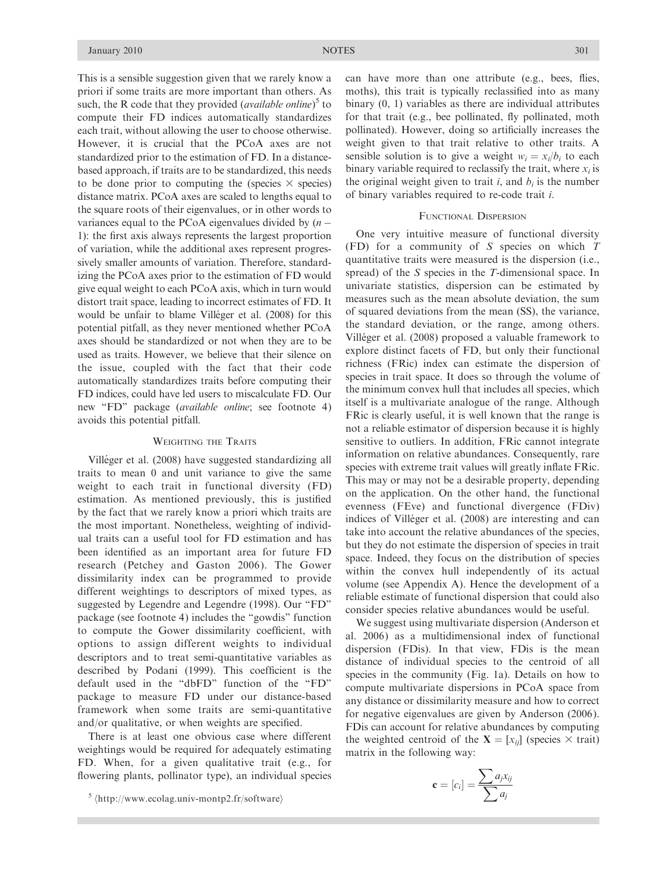This is a sensible suggestion given that we rarely know a priori if some traits are more important than others. As such, the R code that they provided (*available online*)[5] to compute their FD indices automatically standardizes each trait, without allowing the user to choose otherwise. However, it is crucial that the PCoA axes are not standardized prior to the estimation of FD. In a distance-based approach, if traits are to be standardized, this needs to be done prior to computing the (species $\times$ species) distance matrix. PCoA axes are scaled to lengths equal to the square roots of their eigenvalues, or in other words to variances equal to the PCoA eigenvalues divided by $(n - 1)$: the first axis always represents the largest proportion of variation, while the additional axes represent progressively smaller amounts of variation. Therefore, standardizing the PCoA axes prior to the estimation of FD would give equal weight to each PCoA axis, which in turn would distort trait space, leading to incorrect estimates of FD. It would be unfair to blame Villéger et al. (2008) for this potential pitfall, as they never mentioned whether PCoA axes should be standardized or not when they are to be used as traits. However, we believe that their silence on the issue, coupled with the fact that their code automatically standardizes traits before computing their FD indices, could have led users to miscalculate FD. Our new "FD" package (*available online*; see footnote 4) avoids this potential pitfall.

## Weighting the Traits

Villéger et al. (2008) have suggested standardizing all traits to mean 0 and unit variance to give the same weight to each trait in functional diversity (FD) estimation. As mentioned previously, this is justified by the fact that we rarely know a priori which traits are the most important. Nonetheless, weighting of individual traits can a useful tool for FD estimation and has been identified as an important area for future FD research (Petchey and Gaston 2006). The Gower dissimilarity index can be programmed to provide different weightings to descriptors of mixed types, as suggested by Legendre and Legendre (1998). Our "FD" package (see footnote 4) includes the "gowdis" function to compute the Gower dissimilarity coefficient, with options to assign different weights to individual descriptors and to treat semi-quantitative variables as described by Podani (1999). This coefficient is the default used in the "dbFD" function of the "FD" package to measure FD under our distance-based framework when some traits are semi-quantitative and/or qualitative, or when weights are specified.

There is at least one obvious case where different weightings would be required for adequately estimating FD. When, for a given qualitative trait (e.g., for flowering plants, pollinator type), an individual species can have more than one attribute (e.g., bees, flies, moths), this trait is typically reclassified into as many binary (0, 1) variables as there are individual attributes for that trait (e.g., bee pollinated, fly pollinated, moth pollinated). However, doing so artificially increases the weight given to that trait relative to other traits. A sensible solution is to give a weight $w_i = x_i/b_i$ to each binary variable required to reclassify the trait, where $x_i$ is the original weight given to trait $i$, and $b_i$ is the number of binary variables required to re-code trait $i$.

## Functional Dispersion

One very intuitive measure of functional diversity (FD) for a community of $S$ species on which $T$ quantitative traits were measured is the dispersion (i.e., spread) of the $S$ species in the $T$-dimensional space. In univariate statistics, dispersion can be estimated by measures such as the mean absolute deviation, the sum of squared deviations from the mean (SS), the variance, the standard deviation, or the range, among others. Villéger et al. (2008) proposed a valuable framework to explore distinct facets of FD, but only their functional richness (FRic) index can estimate the dispersion of species in trait space. It does so through the volume of the minimum convex hull that includes all species, which itself is a multivariate analogue of the range. Although FRic is clearly useful, it is well known that the range is not a reliable estimator of dispersion because it is highly sensitive to outliers. In addition, FRic cannot integrate information on relative abundances. Consequently, rare species with extreme trait values will greatly inflate FRic. This may or may not be a desirable property, depending on the application. On the other hand, the functional evenness (FEve) and functional divergence (FDiv) indices of Villéger et al. (2008) are interesting and can take into account the relative abundances of the species, but they do not estimate the dispersion of species in trait space. Indeed, they focus on the distribution of species within the convex hull independently of its actual volume (see Appendix A). Hence the development of a reliable estimate of functional dispersion that could also consider species relative abundances would be useful.

We suggest using multivariate dispersion (Anderson et al. 2006) as a multidimensional index of functional dispersion (FDis). In that view, FDis is the mean distance of individual species to the centroid of all species in the community (Fig. 1a). Details on how to compute multivariate dispersions in PCoA space from any distance or dissimilarity measure and how to correct for negative eigenvalues are given by Anderson (2006). FDis can account for relative abundances by computing the weighted centroid of the $\mathbf{X} = [x_{ij}]$ (species $\times$ trait) matrix in the following way:

$$\mathbf{c} = [c_i] = \frac{\sum a_j x_{ij}}{\sum a_j}$$

[5] ⟨http://www.ecolag.univ-montp2.fr/software⟩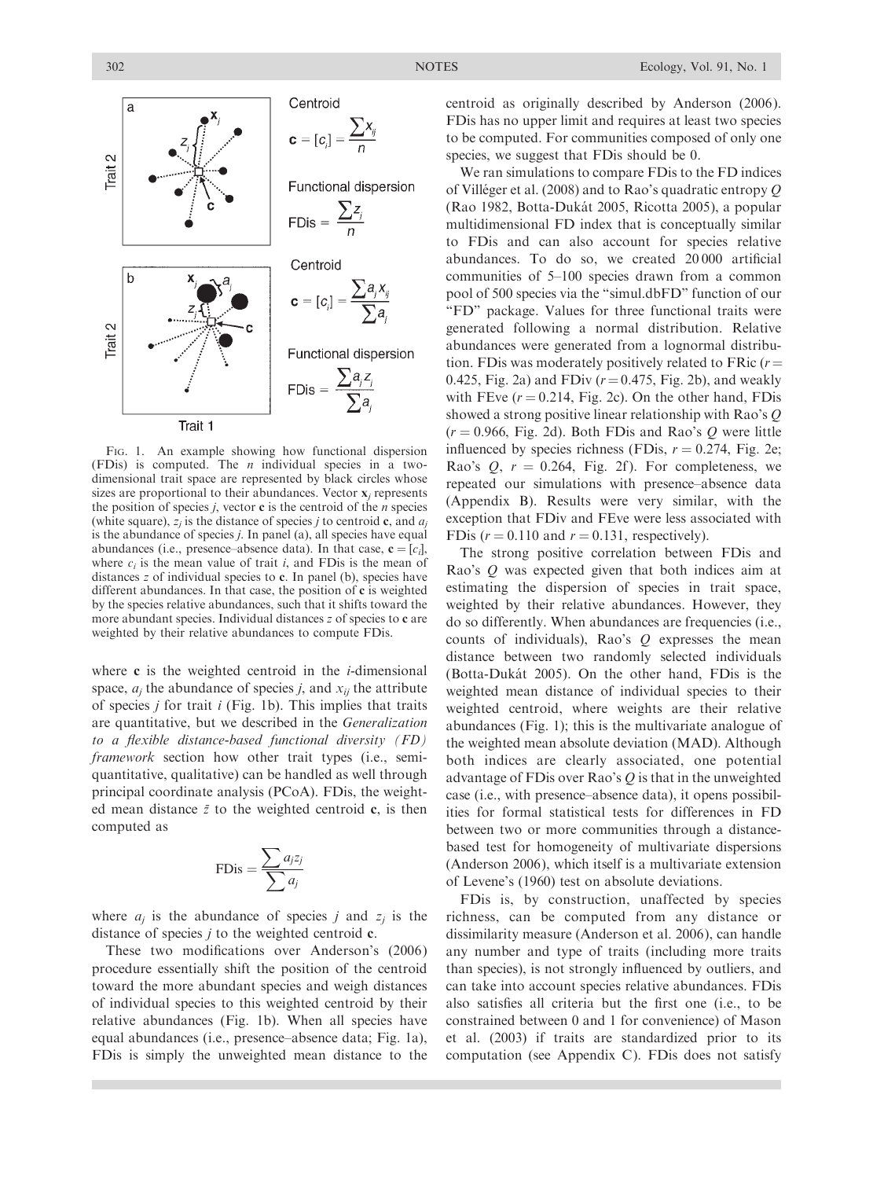Centroid

$$\mathbf{c} = [c_i] = \frac{\sum x_{ij}}{n}$$

Functional dispersion

$$\text{FDis} = \frac{\sum z_j}{n}$$

Centroid

$$\mathbf{c} = [c_i] = \frac{\sum a_j x_{ij}}{\sum a_j}$$

Functional dispersion

$$\text{FDis} = \frac{\sum a_j z_j}{\sum a_j}$$

FIG. 1. An example showing how functional dispersion (FDis) is computed. The $n$ individual species in a two-dimensional trait space are represented by black circles whose sizes are proportional to their abundances. Vector $\mathbf{x}_j$ represents the position of species $j$, vector $\mathbf{c}$ is the centroid of the $n$ species (white square), $z_j$ is the distance of species $j$ to centroid $\mathbf{c}$, and $a_j$ is the abundance of species $j$. In panel (a), all species have equal abundances (i.e., presence–absence data). In that case, $\mathbf{c} = [c_i]$, where $c_i$ is the mean value of trait $i$, and FDis is the mean of distances $z$ of individual species to $\mathbf{c}$. In panel (b), species have different abundances. In that case, the position of $\mathbf{c}$ is weighted by the species relative abundances, such that it shifts toward the more abundant species. Individual distances $z$ of species to $\mathbf{c}$ are weighted by their relative abundances to compute FDis.

where $\mathbf{c}$ is the weighted centroid in the $i$-dimensional space, $a_j$ the abundance of species $j$, and $x_{ij}$ the attribute of species $j$ for trait $i$ (Fig. 1b). This implies that traits are quantitative, but we described in the *Generalization to a flexible distance-based functional diversity (FD) framework* section how other trait types (i.e., semi-quantitative, qualitative) can be handled as well through principal coordinate analysis (PCoA). FDis, the weighted mean distance $\bar{z}$ to the weighted centroid $\mathbf{c}$, is then computed as

$$\text{FDis} = \frac{\sum a_j z_j}{\sum a_j}$$

where $a_j$ is the abundance of species $j$ and $z_j$ is the distance of species $j$ to the weighted centroid $\mathbf{c}$.

These two modifications over Anderson's (2006) procedure essentially shift the position of the centroid toward the more abundant species and weigh distances of individual species to this weighted centroid by their relative abundances (Fig. 1b). When all species have equal abundances (i.e., presence–absence data; Fig. 1a), FDis is simply the unweighted mean distance to the centroid as originally described by Anderson (2006). FDis has no upper limit and requires at least two species to be computed. For communities composed of only one species, we suggest that FDis should be 0.

We ran simulations to compare FDis to the FD indices of Villéger et al. (2008) and to Rao's quadratic entropy $Q$ (Rao 1982, Botta-Dukát 2005, Ricotta 2005), a popular multidimensional FD index that is conceptually similar to FDis and can also account for species relative abundances. To do so, we created 20 000 artificial communities of 5–100 species drawn from a common pool of 500 species via the "simul.dbFD" function of our "FD" package. Values for three functional traits were generated following a normal distribution. Relative abundances were generated from a lognormal distribution. FDis was moderately positively related to FRic ($r = 0.425$, Fig. 2a) and FDiv ($r = 0.475$, Fig. 2b), and weakly with FEve ($r = 0.214$, Fig. 2c). On the other hand, FDis showed a strong positive linear relationship with Rao's $Q$ ($r = 0.966$, Fig. 2d). Both FDis and Rao's $Q$ were little influenced by species richness (FDis, $r = 0.274$, Fig. 2e; Rao's $Q$, $r = 0.264$, Fig. 2f). For completeness, we repeated our simulations with presence–absence data (Appendix B). Results were very similar, with the exception that FDiv and FEve were less associated with FDis ($r = 0.110$ and $r = 0.131$, respectively).

The strong positive correlation between FDis and Rao's $Q$ was expected given that both indices aim at estimating the dispersion of species in trait space, weighted by their relative abundances. However, they do so differently. When abundances are frequencies (i.e., counts of individuals), Rao's $Q$ expresses the mean distance between two randomly selected individuals (Botta-Dukát 2005). On the other hand, FDis is the weighted mean distance of individual species to their weighted centroid, where weights are their relative abundances (Fig. 1); this is the multivariate analogue of the weighted mean absolute deviation (MAD). Although both indices are clearly associated, one potential advantage of FDis over Rao's $Q$ is that in the unweighted case (i.e., with presence–absence data), it opens possibilities for formal statistical tests for differences in FD between two or more communities through a distance-based test for homogeneity of multivariate dispersions (Anderson 2006), which itself is a multivariate extension of Levene's (1960) test on absolute deviations.

FDis is, by construction, unaffected by species richness, can be computed from any distance or dissimilarity measure (Anderson et al. 2006), can handle any number and type of traits (including more traits than species), is not strongly influenced by outliers, and can take into account species relative abundances. FDis also satisfies all criteria but the first one (i.e., to be constrained between 0 and 1 for convenience) of Mason et al. (2003) if traits are standardized prior to its computation (see Appendix C). FDis does not satisfy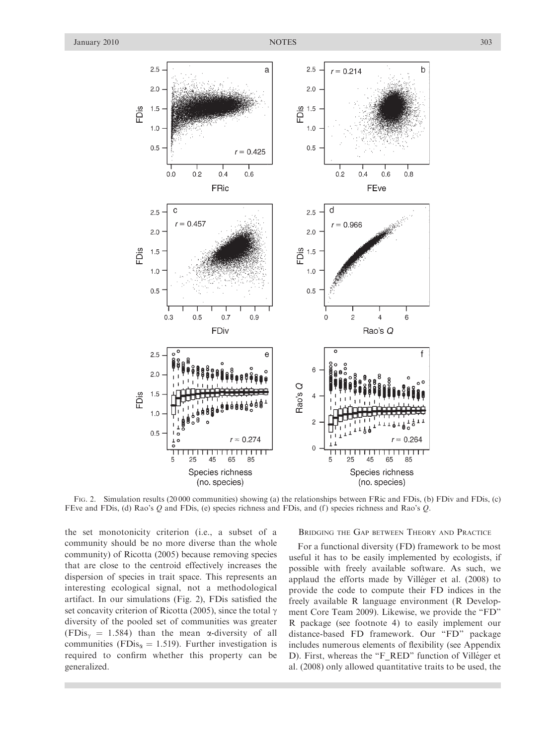FIG. 2. Simulation results (20 000 communities) showing (a) the relationships between FRic and FDis, (b) FDiv and FDis, (c) FEve and FDis, (d) Rao's $Q$ and FDis, (e) species richness and FDis, and (f) species richness and Rao's $Q$.

the set monotonicity criterion (i.e., a subset of a community should be no more diverse than the whole community) of Ricotta (2005) because removing species that are close to the centroid effectively increases the dispersion of species in trait space. This represents an interesting ecological signal, not a methodological artifact. In our simulations (Fig. 2), FDis satisfied the set concavity criterion of Ricotta (2005), since the total $\gamma$ diversity of the pooled set of communities was greater ($\text{FDis}_\gamma = 1.584$) than the mean $\alpha$-diversity of all communities ($\text{FDis}_{\bar{\alpha}} = 1.519$). Further investigation is required to confirm whether this property can be generalized.

## BRIDGING THE GAP BETWEEN THEORY AND PRACTICE

For a functional diversity (FD) framework to be most useful it has to be easily implemented by ecologists, if possible with freely available software. As such, we applaud the efforts made by Villéger et al. (2008) to provide the code to compute their FD indices in the freely available R language environment (R Development Core Team 2009). Likewise, we provide the "FD" R package (see footnote 4) to easily implement our distance-based FD framework. Our "FD" package includes numerous elements of flexibility (see Appendix D). First, whereas the "F_RED" function of Villéger et al. (2008) only allowed quantitative traits to be used, the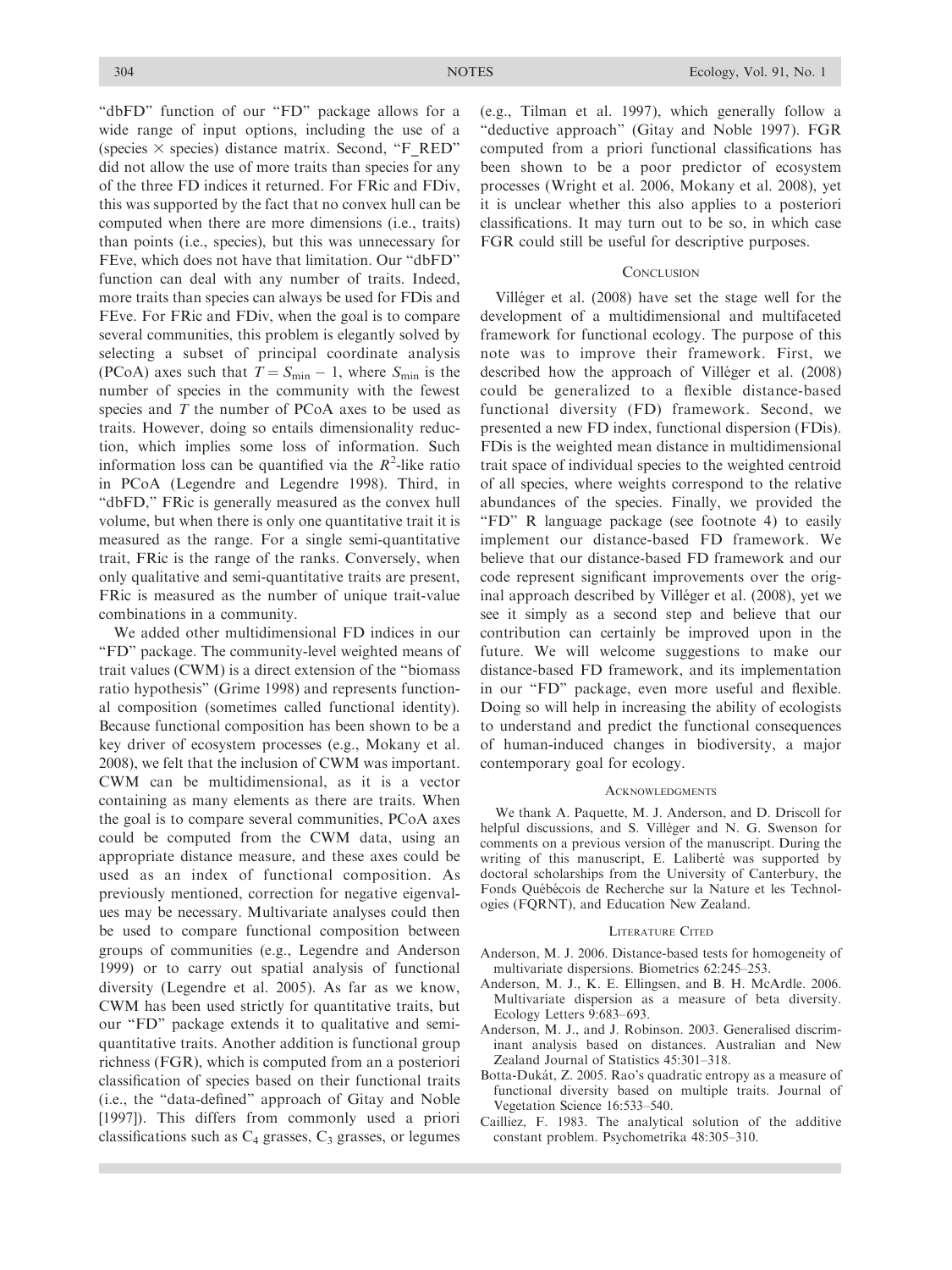"dbFD" function of our "FD" package allows for a wide range of input options, including the use of a (species × species) distance matrix. Second, "F_RED" did not allow the use of more traits than species for any of the three FD indices it returned. For FRic and FDiv, this was supported by the fact that no convex hull can be computed when there are more dimensions (i.e., traits) than points (i.e., species), but this was unnecessary for FEve, which does not have that limitation. Our "dbFD" function can deal with any number of traits. Indeed, more traits than species can always be used for FDis and FEve. For FRic and FDiv, when the goal is to compare several communities, this problem is elegantly solved by selecting a subset of principal coordinate analysis (PCoA) axes such that $T = S_{\min} - 1$, where $S_{\min}$ is the number of species in the community with the fewest species and $T$ the number of PCoA axes to be used as traits. However, doing so entails dimensionality reduction, which implies some loss of information. Such information loss can be quantified via the $R^2$-like ratio in PCoA (Legendre and Legendre 1998). Third, in "dbFD," FRic is generally measured as the convex hull volume, but when there is only one quantitative trait it is measured as the range. For a single semi-quantitative trait, FRic is the range of the ranks. Conversely, when only qualitative and semi-quantitative traits are present, FRic is measured as the number of unique trait-value combinations in a community.

We added other multidimensional FD indices in our "FD" package. The community-level weighted means of trait values (CWM) is a direct extension of the "biomass ratio hypothesis" (Grime 1998) and represents functional composition (sometimes called functional identity). Because functional composition has been shown to be a key driver of ecosystem processes (e.g., Mokany et al. 2008), we felt that the inclusion of CWM was important. CWM can be multidimensional, as it is a vector containing as many elements as there are traits. When the goal is to compare several communities, PCoA axes could be computed from the CWM data, using an appropriate distance measure, and these axes could be used as an index of functional composition. As previously mentioned, correction for negative eigenvalues may be necessary. Multivariate analyses could then be used to compare functional composition between groups of communities (e.g., Legendre and Anderson 1999) or to carry out spatial analysis of functional diversity (Legendre et al. 2005). As far as we know, CWM has been used strictly for quantitative traits, but our "FD" package extends it to qualitative and semi-quantitative traits. Another addition is functional group richness (FGR), which is computed from an a posteriori classification of species based on their functional traits (i.e., the "data-defined" approach of Gitay and Noble [1997]). This differs from commonly used a priori classifications such as $C_4$ grasses, $C_3$ grasses, or legumes (e.g., Tilman et al. 1997), which generally follow a "deductive approach" (Gitay and Noble 1997). FGR computed from a priori functional classifications has been shown to be a poor predictor of ecosystem processes (Wright et al. 2006, Mokany et al. 2008), yet it is unclear whether this also applies to a posteriori classifications. It may turn out to be so, in which case FGR could still be useful for descriptive purposes.

## Conclusion

Villéger et al. (2008) have set the stage well for the development of a multidimensional and multifaceted framework for functional ecology. The purpose of this note was to improve their framework. First, we described how the approach of Villéger et al. (2008) could be generalized to a flexible distance-based functional diversity (FD) framework. Second, we presented a new FD index, functional dispersion (FDis). FDis is the weighted mean distance in multidimensional trait space of individual species to the weighted centroid of all species, where weights correspond to the relative abundances of the species. Finally, we provided the "FD" R language package (see footnote 4) to easily implement our distance-based FD framework. We believe that our distance-based FD framework and our code represent significant improvements over the original approach described by Villéger et al. (2008), yet we see it simply as a second step and believe that our contribution can certainly be improved upon in the future. We will welcome suggestions to make our distance-based FD framework, and its implementation in our "FD" package, even more useful and flexible. Doing so will help in increasing the ability of ecologists to understand and predict the functional consequences of human-induced changes in biodiversity, a major contemporary goal for ecology.

## Acknowledgments

We thank A. Paquette, M. J. Anderson, and D. Driscoll for helpful discussions, and S. Villéger and N. G. Swenson for comments on a previous version of the manuscript. During the writing of this manuscript, E. Laliberté was supported by doctoral scholarships from the University of Canterbury, the Fonds Québécois de Recherche sur la Nature et les Technologies (FQRNT), and Education New Zealand.

## Literature Cited

Anderson, M. J. 2006. Distance-based tests for homogeneity of multivariate dispersions. Biometrics 62:245–253.

Anderson, M. J., K. E. Ellingsen, and B. H. McArdle. 2006. Multivariate dispersion as a measure of beta diversity. Ecology Letters 9:683–693.

Anderson, M. J., and J. Robinson. 2003. Generalised discriminant analysis based on distances. Australian and New Zealand Journal of Statistics 45:301–318.

Botta-Dukát, Z. 2005. Rao's quadratic entropy as a measure of functional diversity based on multiple traits. Journal of Vegetation Science 16:533–540.

Cailliez, F. 1983. The analytical solution of the additive constant problem. Psychometrika 48:305–310.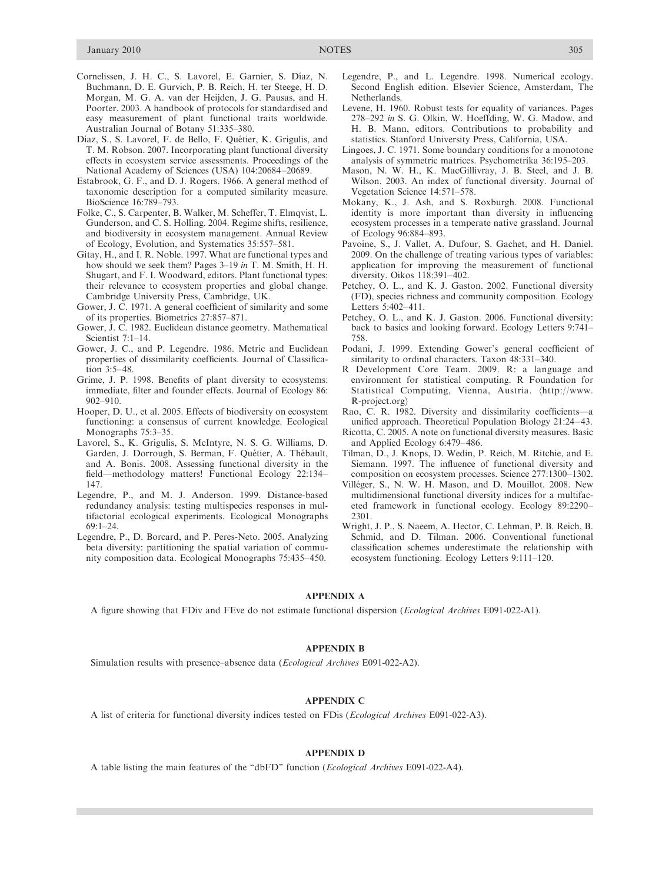Cornelissen, J. H. C., S. Lavorel, E. Garnier, S. Díaz, N. Buchmann, D. E. Gurvich, P. B. Reich, H. ter Steege, H. D. Morgan, M. G. A. van der Heijden, J. G. Pausas, and H. Poorter. 2003. A handbook of protocols for standardised and easy measurement of plant functional traits worldwide. Australian Journal of Botany 51:335–380.

Díaz, S., S. Lavorel, F. de Bello, F. Quétier, K. Grigulis, and T. M. Robson. 2007. Incorporating plant functional diversity effects in ecosystem service assessments. Proceedings of the National Academy of Sciences (USA) 104:20684–20689.

Estabrook, G. F., and D. J. Rogers. 1966. A general method of taxonomic description for a computed similarity measure. BioScience 16:789–793.

Folke, C., S. Carpenter, B. Walker, M. Scheffer, T. Elmqvist, L. Gunderson, and C. S. Holling. 2004. Regime shifts, resilience, and biodiversity in ecosystem management. Annual Review of Ecology, Evolution, and Systematics 35:557–581.

Gitay, H., and I. R. Noble. 1997. What are functional types and how should we seek them? Pages 3–19 *in* T. M. Smith, H. H. Shugart, and F. I. Woodward, editors. Plant functional types: their relevance to ecosystem properties and global change. Cambridge University Press, Cambridge, UK.

Gower, J. C. 1971. A general coefficient of similarity and some of its properties. Biometrics 27:857–871.

Gower, J. C. 1982. Euclidean distance geometry. Mathematical Scientist 7:1–14.

Gower, J. C., and P. Legendre. 1986. Metric and Euclidean properties of dissimilarity coefficients. Journal of Classification 3:5–48.

Grime, J. P. 1998. Benefits of plant diversity to ecosystems: immediate, filter and founder effects. Journal of Ecology 86: 902–910.

Hooper, D. U., et al. 2005. Effects of biodiversity on ecosystem functioning: a consensus of current knowledge. Ecological Monographs 75:3–35.

Lavorel, S., K. Grigulis, S. McIntyre, N. S. G. Williams, D. Garden, J. Dorrough, S. Berman, F. Quétier, A. Thébault, and A. Bonis. 2008. Assessing functional diversity in the field—methodology matters! Functional Ecology 22:134–147.

Legendre, P., and M. J. Anderson. 1999. Distance-based redundancy analysis: testing multispecies responses in multifactorial ecological experiments. Ecological Monographs 69:1–24.

Legendre, P., D. Borcard, and P. Peres-Neto. 2005. Analyzing beta diversity: partitioning the spatial variation of community composition data. Ecological Monographs 75:435–450.

Legendre, P., and L. Legendre. 1998. Numerical ecology. Second English edition. Elsevier Science, Amsterdam, The Netherlands.

Levene, H. 1960. Robust tests for equality of variances. Pages 278–292 *in* S. G. Olkin, W. Hoeffding, W. G. Madow, and H. B. Mann, editors. Contributions to probability and statistics. Stanford University Press, California, USA.

Lingoes, J. C. 1971. Some boundary conditions for a monotone analysis of symmetric matrices. Psychometrika 36:195–203.

Mason, N. W. H., K. MacGillivray, J. B. Steel, and J. B. Wilson. 2003. An index of functional diversity. Journal of Vegetation Science 14:571–578.

Mokany, K., J. Ash, and S. Roxburgh. 2008. Functional identity is more important than diversity in influencing ecosystem processes in a temperate native grassland. Journal of Ecology 96:884–893.

Pavoine, S., J. Vallet, A. Dufour, S. Gachet, and H. Daniel. 2009. On the challenge of treating various types of variables: application for improving the measurement of functional diversity. Oikos 118:391–402.

Petchey, O. L., and K. J. Gaston. 2002. Functional diversity (FD), species richness and community composition. Ecology Letters 5:402–411.

Petchey, O. L., and K. J. Gaston. 2006. Functional diversity: back to basics and looking forward. Ecology Letters 9:741–758.

Podani, J. 1999. Extending Gower's general coefficient of similarity to ordinal characters. Taxon 48:331–340.

R Development Core Team. 2009. R: a language and environment for statistical computing. R Foundation for Statistical Computing, Vienna, Austria. ⟨http://www.R-project.org⟩

Rao, C. R. 1982. Diversity and dissimilarity coefficients—a unified approach. Theoretical Population Biology 21:24–43.

Ricotta, C. 2005. A note on functional diversity measures. Basic and Applied Ecology 6:479–486.

Tilman, D., J. Knops, D. Wedin, P. Reich, M. Ritchie, and E. Siemann. 1997. The influence of functional diversity and composition on ecosystem processes. Science 277:1300–1302.

Villéger, S., N. W. H. Mason, and D. Mouillot. 2008. New multidimensional functional diversity indices for a multifaceted framework in functional ecology. Ecology 89:2290–2301.

Wright, J. P., S. Naeem, A. Hector, C. Lehman, P. B. Reich, B. Schmid, and D. Tilman. 2006. Conventional functional classification schemes underestimate the relationship with ecosystem functioning. Ecology Letters 9:111–120.

## APPENDIX A

A figure showing that FDiv and FEve do not estimate functional dispersion (*Ecological Archives* E091-022-A1).

## APPENDIX B

Simulation results with presence–absence data (*Ecological Archives* E091-022-A2).

## APPENDIX C

A list of criteria for functional diversity indices tested on FDis (*Ecological Archives* E091-022-A3).

## APPENDIX D

A table listing the main features of the "dbFD" function (*Ecological Archives* E091-022-A4).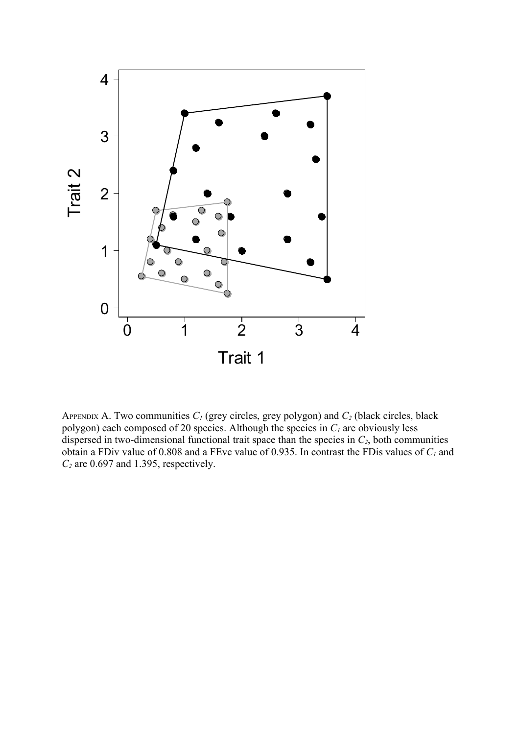APPENDIX A. Two communities $C_1$ (grey circles, grey polygon) and $C_2$ (black circles, black polygon) each composed of 20 species. Although the species in $C_1$ are obviously less dispersed in two-dimensional functional trait space than the species in $C_2$, both communities obtain a FDiv value of 0.808 and a FEve value of 0.935. In contrast the FDis values of $C_1$ and $C_2$ are 0.697 and 1.395, respectively.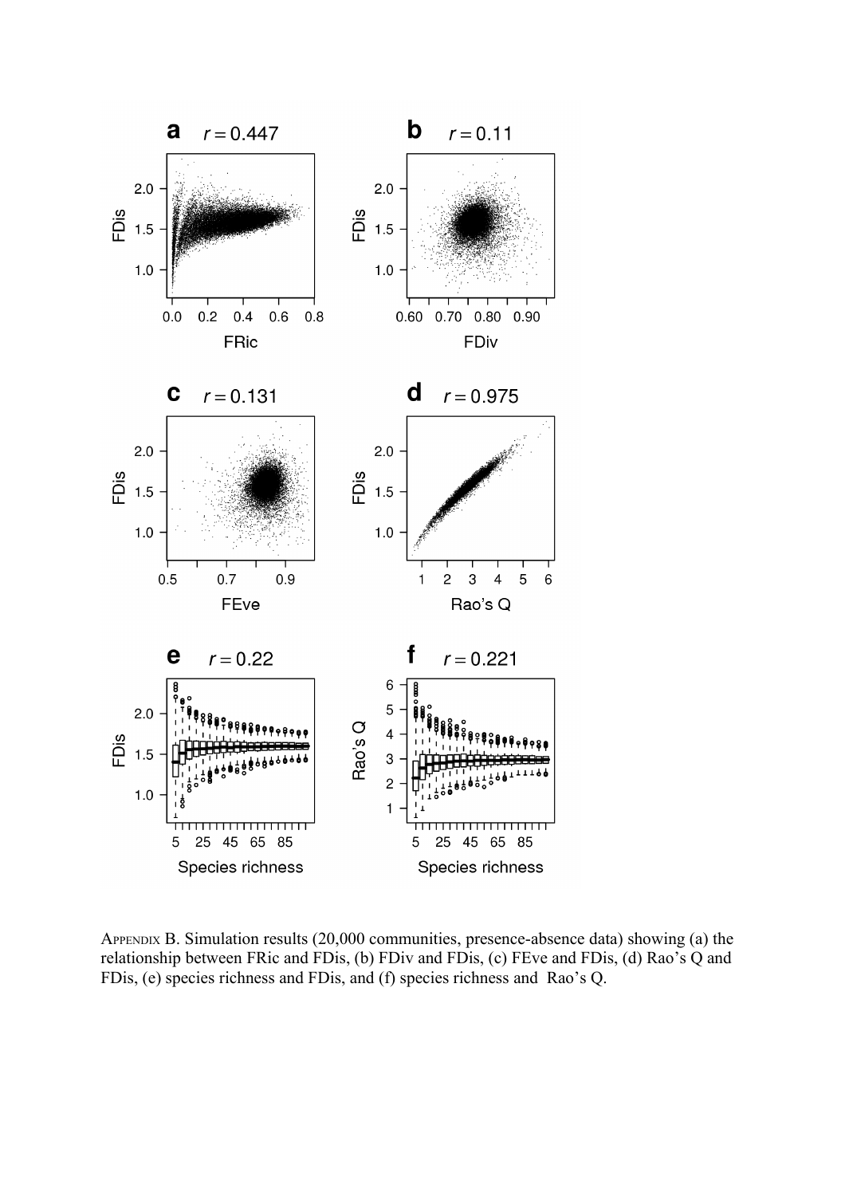Appendix B. Simulation results (20,000 communities, presence-absence data) showing (a) the relationship between FRic and FDis, (b) FDiv and FDis, (c) FEve and FDis, (d) Rao's Q and FDis, (e) species richness and FDis, and (f) species richness and Rao's Q.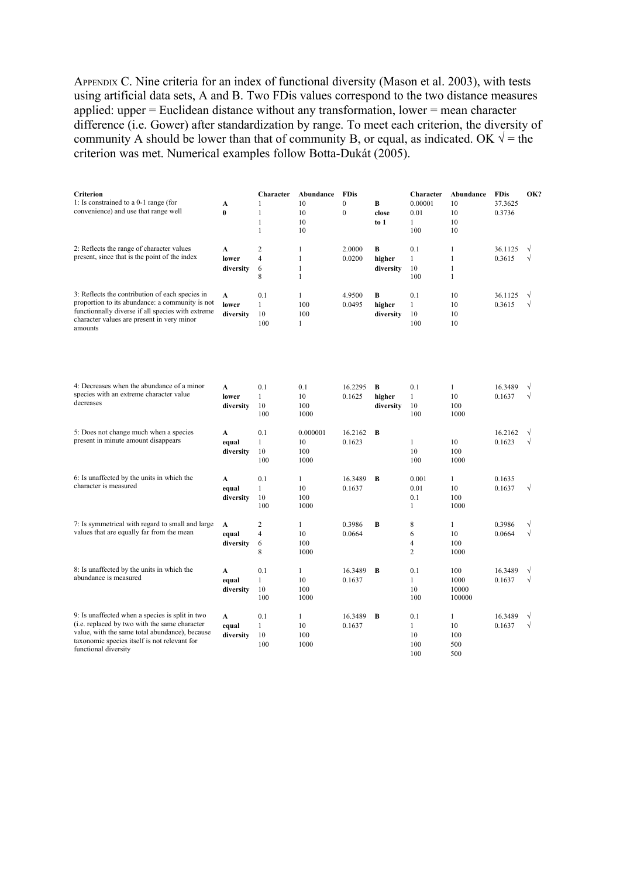APPENDIX C. Nine criteria for an index of functional diversity (Mason et al. 2003), with tests using artificial data sets, A and B. Two FDis values correspond to the two distance measures applied: upper = Euclidean distance without any transformation, lower = mean character difference (i.e. Gower) after standardization by range. To meet each criterion, the diversity of community A should be lower than that of community B, or equal, as indicated. OK √ = the criterion was met. Numerical examples follow Botta-Dukát (2005).

| **Criterion** | | **Character** | **Abundance** | **FDis** | | **Character** | **Abundance** | **FDis** | **OK?** |
|---|---|---|---|---|---|---|---|---|---|
| 1: Is constrained to a 0-1 range (for convenience) and use that range well | **A** | 1 | 10 | 0 | **B** | 0.00001 | 10 | 37.3625 | |
| | **0** | 1 | 10 | 0 | **close** | 0.01 | 10 | 0.3736 | |
| | | 1 | 10 | | **to 1** | 1 | 10 | | |
| | | 1 | 10 | | | 100 | 10 | | |
| 2: Reflects the range of character values present, since that is the point of the index | **A** | 2 | 1 | 2.0000 | **B** | 0.1 | 1 | 36.1125 | √ |
| | **lower** | 4 | 1 | 0.0200 | **higher** | 1 | 1 | 0.3615 | √ |
| | **diversity** | 6 | 1 | | **diversity** | 10 | 1 | | |
| | | 8 | 1 | | | 100 | 1 | | |
| 3: Reflects the contribution of each species in proportion to its abundance: a community is not functionnally diverse if all species with extreme character values are present in very minor amounts | **A** | 0.1 | 1 | 4.9500 | **B** | 0.1 | 10 | 36.1125 | √ |
| | **lower** | 1 | 100 | 0.0495 | **higher** | 1 | 10 | 0.3615 | √ |
| | **diversity** | 10 | 100 | | **diversity** | 10 | 10 | | |
| | | 100 | 1 | | | 100 | 10 | | |
| 4: Decreases when the abundance of a minor species with an extreme character value decreases | **A** | 0.1 | 0.1 | 16.2295 | **B** | 0.1 | 1 | 16.3489 | √ |
| | **lower** | 1 | 10 | 0.1625 | **higher** | 1 | 10 | 0.1637 | √ |
| | **diversity** | 10 | 100 | | **diversity** | 10 | 100 | | |
| | | 100 | 1000 | | | 100 | 1000 | | |
| 5: Does not change much when a species present in minute amount disappears | **A** | 0.1 | 0.000001 | 16.2162 | **B** | | | 16.2162 | √ |
| | **equal** | 1 | 10 | 0.1623 | | 1 | 10 | 0.1623 | √ |
| | **diversity** | 10 | 100 | | | 10 | 100 | | |
| | | 100 | 1000 | | | 100 | 1000 | | |
| 6: Is unaffected by the units in which the character is measured | **A** | 0.1 | 1 | 16.3489 | **B** | 0.001 | 1 | 0.1635 | |
| | **equal** | 1 | 10 | 0.1637 | | 0.01 | 10 | 0.1637 | √ |
| | **diversity** | 10 | 100 | | | 0.1 | 100 | | |
| | | 100 | 1000 | | | 1 | 1000 | | |
| 7: Is symmetrical with regard to small and large values that are equally far from the mean | **A** | 2 | 1 | 0.3986 | **B** | 8 | 1 | 0.3986 | √ |
| | **equal** | 4 | 10 | 0.0664 | | 6 | 10 | 0.0664 | √ |
| | **diversity** | 6 | 100 | | | 4 | 100 | | |
| | | 8 | 1000 | | | 2 | 1000 | | |
| 8: Is unaffected by the units in which the abundance is measured | **A** | 0.1 | 1 | 16.3489 | **B** | 0.1 | 100 | 16.3489 | √ |
| | **equal** | 1 | 10 | 0.1637 | | 1 | 1000 | 0.1637 | √ |
| | **diversity** | 10 | 100 | | | 10 | 10000 | | |
| | | 100 | 1000 | | | 100 | 100000 | | |
| 9: Is unaffected when a species is split in two (i.e. replaced by two with the same character value, with the same total abundance), because taxonomic species itself is not relevant for functional diversity | **A** | 0.1 | 1 | 16.3489 | **B** | 0.1 | 1 | 16.3489 | √ |
| | **equal** | 1 | 10 | 0.1637 | | 1 | 10 | 0.1637 | √ |
| | **diversity** | 10 | 100 | | | 10 | 100 | | |
| | | 100 | 1000 | | | 100 | 500 | | |
| | | | | | | 100 | 500 | | |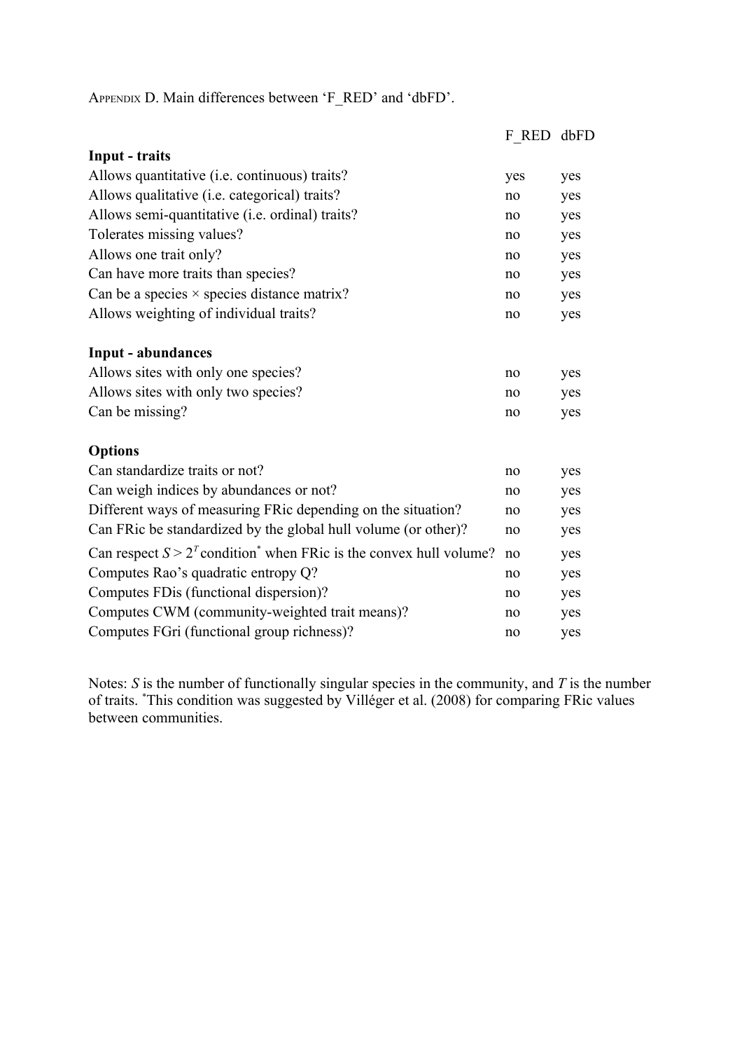APPENDIX D. Main differences between 'F_RED' and 'dbFD'.

| | F_RED | dbFD |
|---|---|---|
| **Input - traits** | | |
| Allows quantitative (i.e. continuous) traits? | yes | yes |
| Allows qualitative (i.e. categorical) traits? | no | yes |
| Allows semi-quantitative (i.e. ordinal) traits? | no | yes |
| Tolerates missing values? | no | yes |
| Allows one trait only? | no | yes |
| Can have more traits than species? | no | yes |
| Can be a species × species distance matrix? | no | yes |
| Allows weighting of individual traits? | no | yes |
| **Input - abundances** | | |
| Allows sites with only one species? | no | yes |
| Allows sites with only two species? | no | yes |
| Can be missing? | no | yes |
| **Options** | | |
| Can standardize traits or not? | no | yes |
| Can weigh indices by abundances or not? | no | yes |
| Different ways of measuring FRic depending on the situation? | no | yes |
| Can FRic be standardized by the global hull volume (or other)? | no | yes |
| Can respect $S > 2^T$ condition* when FRic is the convex hull volume? | no | yes |
| Computes Rao's quadratic entropy Q? | no | yes |
| Computes FDis (functional dispersion)? | no | yes |
| Computes CWM (community-weighted trait means)? | no | yes |
| Computes FGri (functional group richness)? | no | yes |

Notes: $S$ is the number of functionally singular species in the community, and $T$ is the number of traits. *This condition was suggested by Villéger et al. (2008) for comparing FRic values between communities.